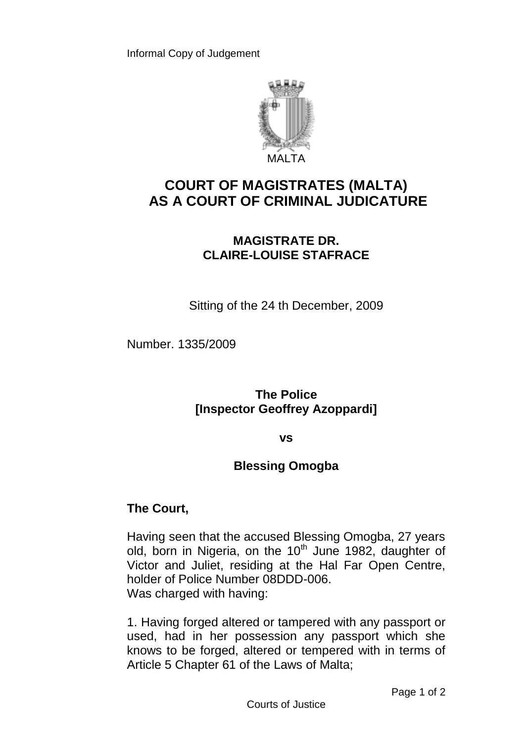Informal Copy of Judgement

MALTA

# COURT OF MAGISTRATES (MALTA) AS A COURT OF CRIMINAL JUDICATURE

## MAGISTRATE DR. CLAIRE-LOUISE STAFRACE

Sitting of the 24 th December, 2009

Number. 1335/2009

**The Police**
**[Inspector Geoffrey Azoppardi]**

**vs**

**Blessing Omogba**

**The Court,**

Having seen that the accused Blessing Omogba, 27 years old, born in Nigeria, on the 10th June 1982, daughter of Victor and Juliet, residing at the Hal Far Open Centre, holder of Police Number 08DDD-006.
Was charged with having:

1. Having forged altered or tampered with any passport or used, had in her possession any passport which she knows to be forged, altered or tempered with in terms of Article 5 Chapter 61 of the Laws of Malta;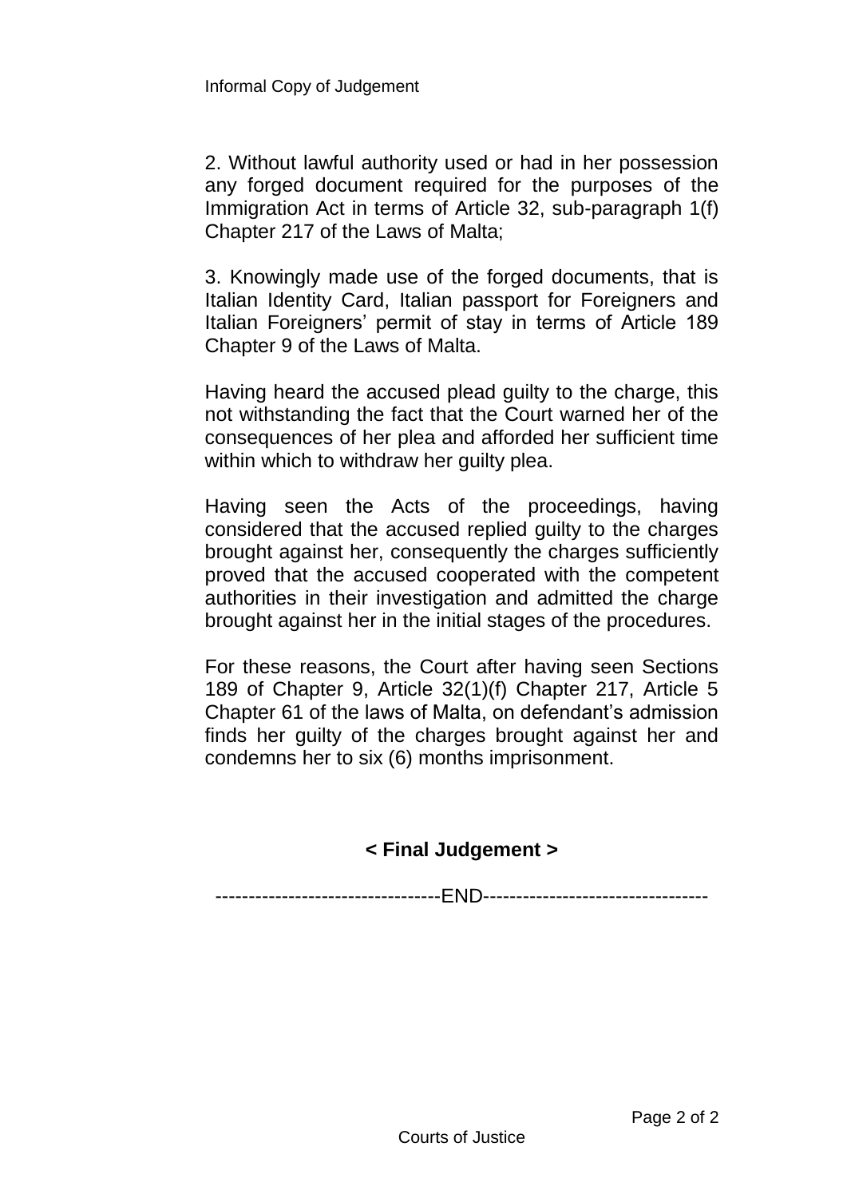2. Without lawful authority used or had in her possession any forged document required for the purposes of the Immigration Act in terms of Article 32, sub-paragraph 1(f) Chapter 217 of the Laws of Malta;

3. Knowingly made use of the forged documents, that is Italian Identity Card, Italian passport for Foreigners and Italian Foreigners' permit of stay in terms of Article 189 Chapter 9 of the Laws of Malta.

Having heard the accused plead guilty to the charge, this not withstanding the fact that the Court warned her of the consequences of her plea and afforded her sufficient time within which to withdraw her guilty plea.

Having seen the Acts of the proceedings, having considered that the accused replied guilty to the charges brought against her, consequently the charges sufficiently proved that the accused cooperated with the competent authorities in their investigation and admitted the charge brought against her in the initial stages of the procedures.

For these reasons, the Court after having seen Sections 189 of Chapter 9, Article 32(1)(f) Chapter 217, Article 5 Chapter 61 of the laws of Malta, on defendant's admission finds her guilty of the charges brought against her and condemns her to six (6) months imprisonment.

**< Final Judgement >**

---------------------------------END---------------------------------